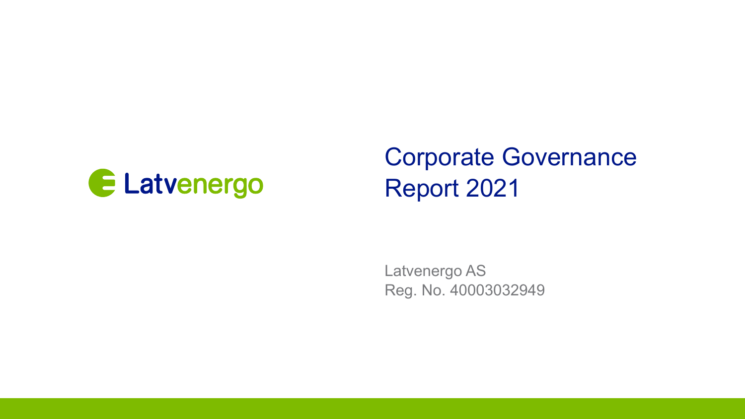Latvenergo

# Corporate Governance Report 2021

Latvenergo AS
Reg. No. 40003032949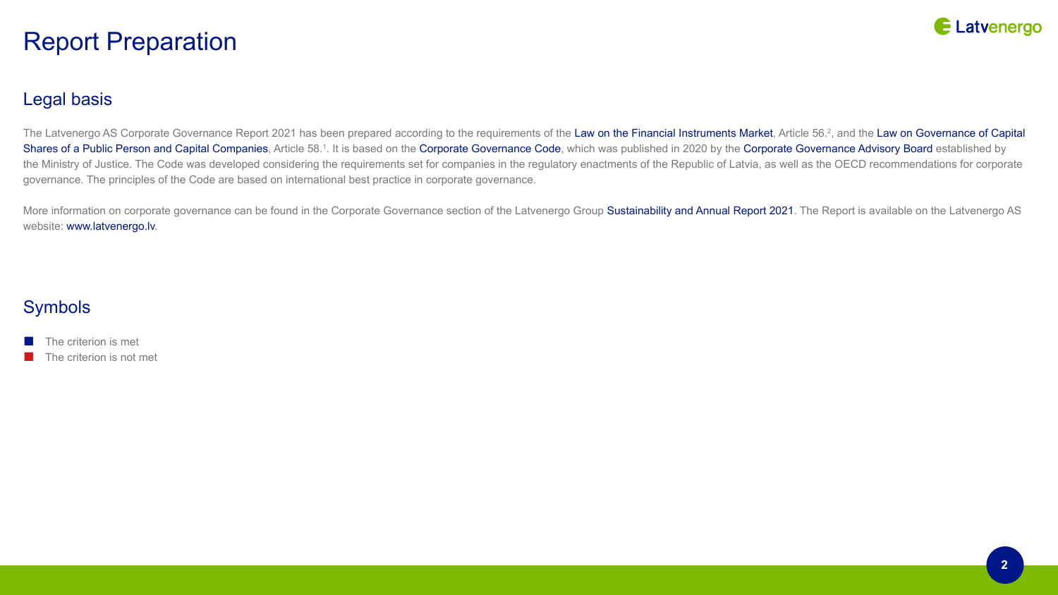# Report Preparation

## Legal basis

The Latvenergo AS Corporate Governance Report 2021 has been prepared according to the requirements of the Law on the Financial Instruments Market, Article 56.[2], and the Law on Governance of Capital Shares of a Public Person and Capital Companies, Article 58.[1]. It is based on the Corporate Governance Code, which was published in 2020 by the Corporate Governance Advisory Board established by the Ministry of Justice. The Code was developed considering the requirements set for companies in the regulatory enactments of the Republic of Latvia, as well as the OECD recommendations for corporate governance. The principles of the Code are based on international best practice in corporate governance.

More information on corporate governance can be found in the Corporate Governance section of the Latvenergo Group Sustainability and Annual Report 2021. The Report is available on the Latvenergo AS website: www.latvenergo.lv.

## Symbols

- ■ The criterion is met
- ■ The criterion is not met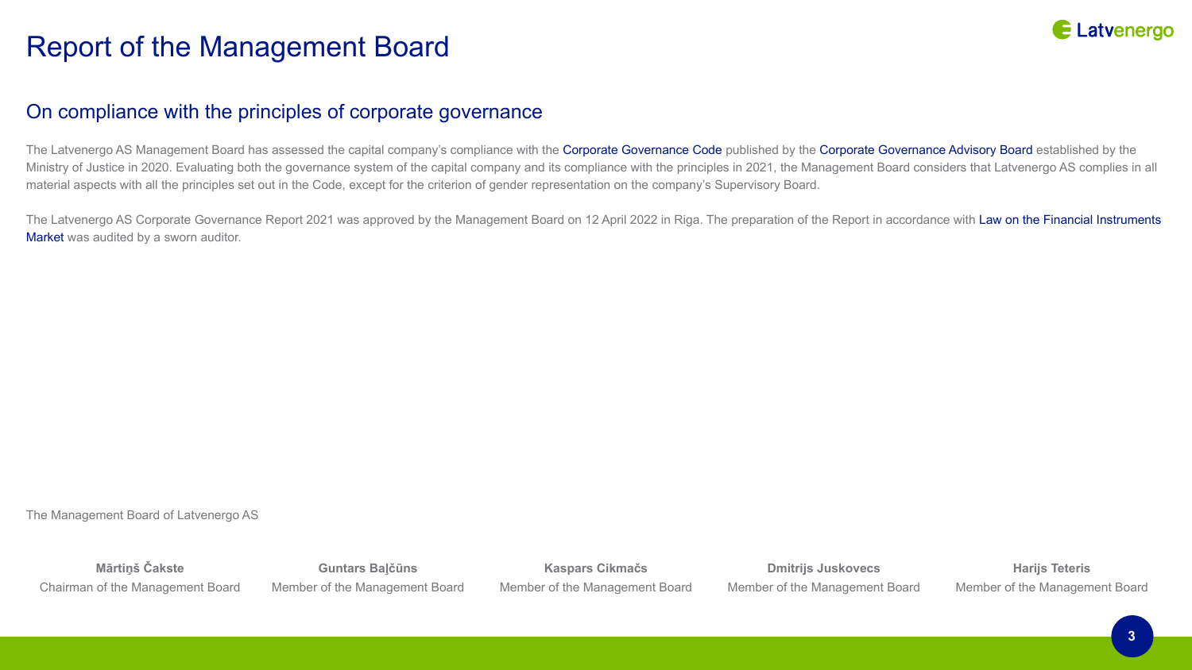# Report of the Management Board

## On compliance with the principles of corporate governance

The Latvenergo AS Management Board has assessed the capital company's compliance with the Corporate Governance Code published by the Corporate Governance Advisory Board established by the Ministry of Justice in 2020. Evaluating both the governance system of the capital company and its compliance with the principles in 2021, the Management Board considers that Latvenergo AS complies in all material aspects with all the principles set out in the Code, except for the criterion of gender representation on the company's Supervisory Board.

The Latvenergo AS Corporate Governance Report 2021 was approved by the Management Board on 12 April 2022 in Riga. The preparation of the Report in accordance with Law on the Financial Instruments Market was audited by a sworn auditor.

The Management Board of Latvenergo AS

**Mārtiņš Čakste**
Chairman of the Management Board

**Guntars Baļčūns**
Member of the Management Board

**Kaspars Cikmačs**
Member of the Management Board

**Dmitrijs Juskovecs**
Member of the Management Board

**Harijs Teteris**
Member of the Management Board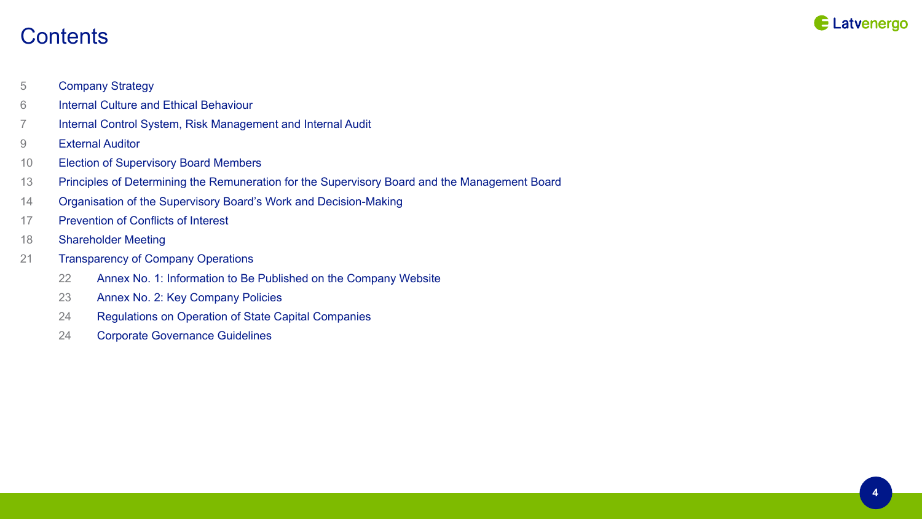# Contents

| | |
|---|---|
| 5 | Company Strategy |
| 6 | Internal Culture and Ethical Behaviour |
| 7 | Internal Control System, Risk Management and Internal Audit |
| 9 | External Auditor |
| 10 | Election of Supervisory Board Members |
| 13 | Principles of Determining the Remuneration for the Supervisory Board and the Management Board |
| 14 | Organisation of the Supervisory Board's Work and Decision-Making |
| 17 | Prevention of Conflicts of Interest |
| 18 | Shareholder Meeting |
| 21 | Transparency of Company Operations |
| 22 | Annex No. 1: Information to Be Published on the Company Website |
| 23 | Annex No. 2: Key Company Policies |
| 24 | Regulations on Operation of State Capital Companies |
| 24 | Corporate Governance Guidelines |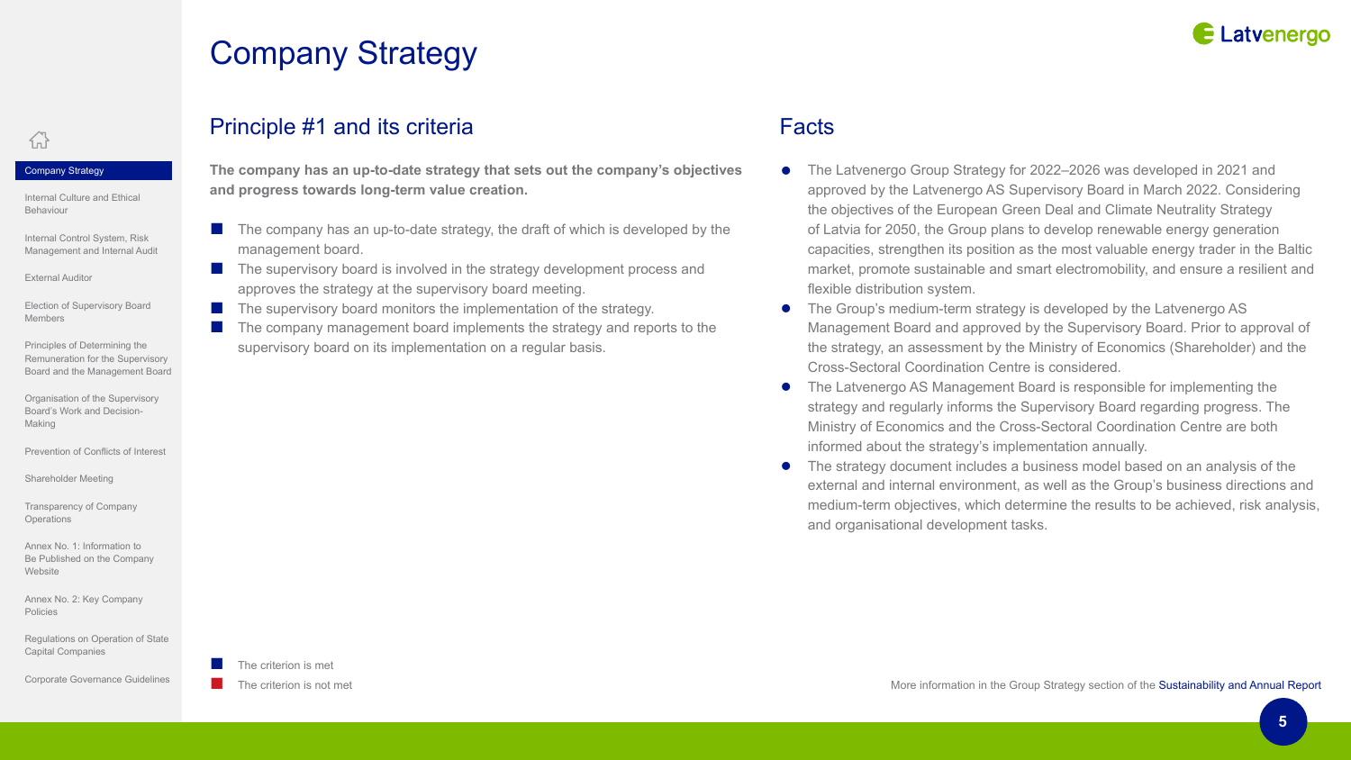# Company Strategy

## Principle #1 and its criteria

**The company has an up-to-date strategy that sets out the company's objectives and progress towards long-term value creation.**

- The company has an up-to-date strategy, the draft of which is developed by the management board.
- The supervisory board is involved in the strategy development process and approves the strategy at the supervisory board meeting.
- The supervisory board monitors the implementation of the strategy.
- The company management board implements the strategy and reports to the supervisory board on its implementation on a regular basis.

## Facts

- The Latvenergo Group Strategy for 2022–2026 was developed in 2021 and approved by the Latvenergo AS Supervisory Board in March 2022. Considering the objectives of the European Green Deal and Climate Neutrality Strategy of Latvia for 2050, the Group plans to develop renewable energy generation capacities, strengthen its position as the most valuable energy trader in the Baltic market, promote sustainable and smart electromobility, and ensure a resilient and flexible distribution system.
- The Group's medium-term strategy is developed by the Latvenergo AS Management Board and approved by the Supervisory Board. Prior to approval of the strategy, an assessment by the Ministry of Economics (Shareholder) and the Cross-Sectoral Coordination Centre is considered.
- The Latvenergo AS Management Board is responsible for implementing the strategy and regularly informs the Supervisory Board regarding progress. The Ministry of Economics and the Cross-Sectoral Coordination Centre are both informed about the strategy's implementation annually.
- The strategy document includes a business model based on an analysis of the external and internal environment, as well as the Group's business directions and medium-term objectives, which determine the results to be achieved, risk analysis, and organisational development tasks.

The criterion is met
The criterion is not met

More information in the Group Strategy section of the Sustainability and Annual Report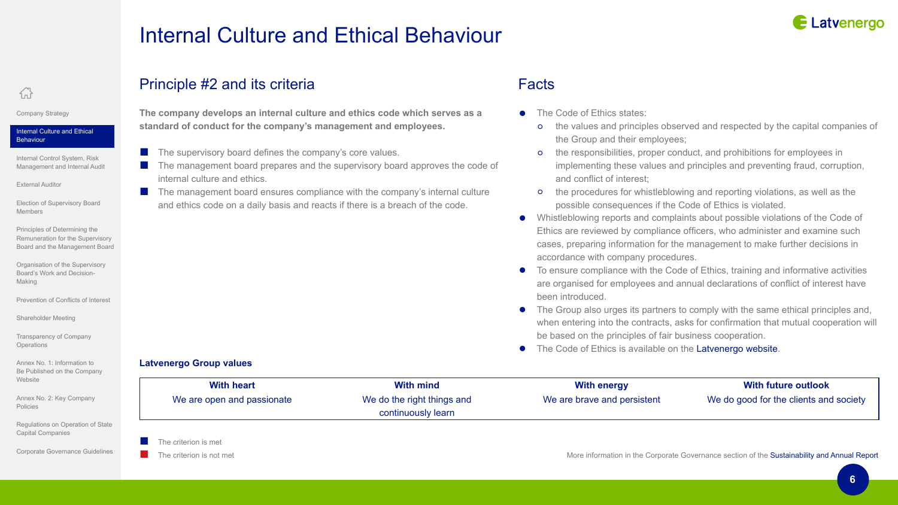# Internal Culture and Ethical Behaviour

## Principle #2 and its criteria

**The company develops an internal culture and ethics code which serves as a standard of conduct for the company's management and employees.**

- The supervisory board defines the company's core values.
- The management board prepares and the supervisory board approves the code of internal culture and ethics.
- The management board ensures compliance with the company's internal culture and ethics code on a daily basis and reacts if there is a breach of the code.

## Facts

- The Code of Ethics states:
  - the values and principles observed and respected by the capital companies of the Group and their employees;
  - the responsibilities, proper conduct, and prohibitions for employees in implementing these values and principles and preventing fraud, corruption, and conflict of interest;
  - the procedures for whistleblowing and reporting violations, as well as the possible consequences if the Code of Ethics is violated.
- Whistleblowing reports and complaints about possible violations of the Code of Ethics are reviewed by compliance officers, who administer and examine such cases, preparing information for the management to make further decisions in accordance with company procedures.
- To ensure compliance with the Code of Ethics, training and informative activities are organised for employees and annual declarations of conflict of interest have been introduced.
- The Group also urges its partners to comply with the same ethical principles and, when entering into the contracts, asks for confirmation that mutual cooperation will be based on the principles of fair business cooperation.
- The Code of Ethics is available on the Latvenergo website.

**Latvenergo Group values**

| With heart | With mind | With energy | With future outlook |
|---|---|---|---|
| We are open and passionate | We do the right things and continuously learn | We are brave and persistent | We do good for the clients and society |

- The criterion is met
- The criterion is not met

More information in the Corporate Governance section of the Sustainability and Annual Report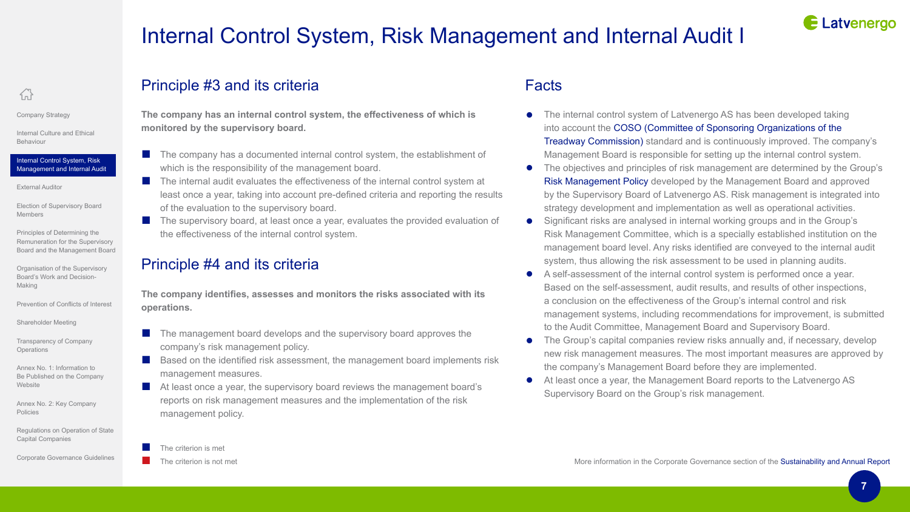# Internal Control System, Risk Management and Internal Audit I

## Principle #3 and its criteria

**The company has an internal control system, the effectiveness of which is monitored by the supervisory board.**

- The company has a documented internal control system, the establishment of which is the responsibility of the management board.
- The internal audit evaluates the effectiveness of the internal control system at least once a year, taking into account pre-defined criteria and reporting the results of the evaluation to the supervisory board.
- The supervisory board, at least once a year, evaluates the provided evaluation of the effectiveness of the internal control system.

## Principle #4 and its criteria

**The company identifies, assesses and monitors the risks associated with its operations.**

- The management board develops and the supervisory board approves the company's risk management policy.
- Based on the identified risk assessment, the management board implements risk management measures.
- At least once a year, the supervisory board reviews the management board's reports on risk management measures and the implementation of the risk management policy.

The criterion is met

The criterion is not met

## Facts

- The internal control system of Latvenergo AS has been developed taking into account the COSO (Committee of Sponsoring Organizations of the Treadway Commission) standard and is continuously improved. The company's Management Board is responsible for setting up the internal control system.
- The objectives and principles of risk management are determined by the Group's Risk Management Policy developed by the Management Board and approved by the Supervisory Board of Latvenergo AS. Risk management is integrated into strategy development and implementation as well as operational activities.
- Significant risks are analysed in internal working groups and in the Group's Risk Management Committee, which is a specially established institution on the management board level. Any risks identified are conveyed to the internal audit system, thus allowing the risk assessment to be used in planning audits.
- A self-assessment of the internal control system is performed once a year. Based on the self-assessment, audit results, and results of other inspections, a conclusion on the effectiveness of the Group's internal control and risk management systems, including recommendations for improvement, is submitted to the Audit Committee, Management Board and Supervisory Board.
- The Group's capital companies review risks annually and, if necessary, develop new risk management measures. The most important measures are approved by the company's Management Board before they are implemented.
- At least once a year, the Management Board reports to the Latvenergo AS Supervisory Board on the Group's risk management.

More information in the Corporate Governance section of the Sustainability and Annual Report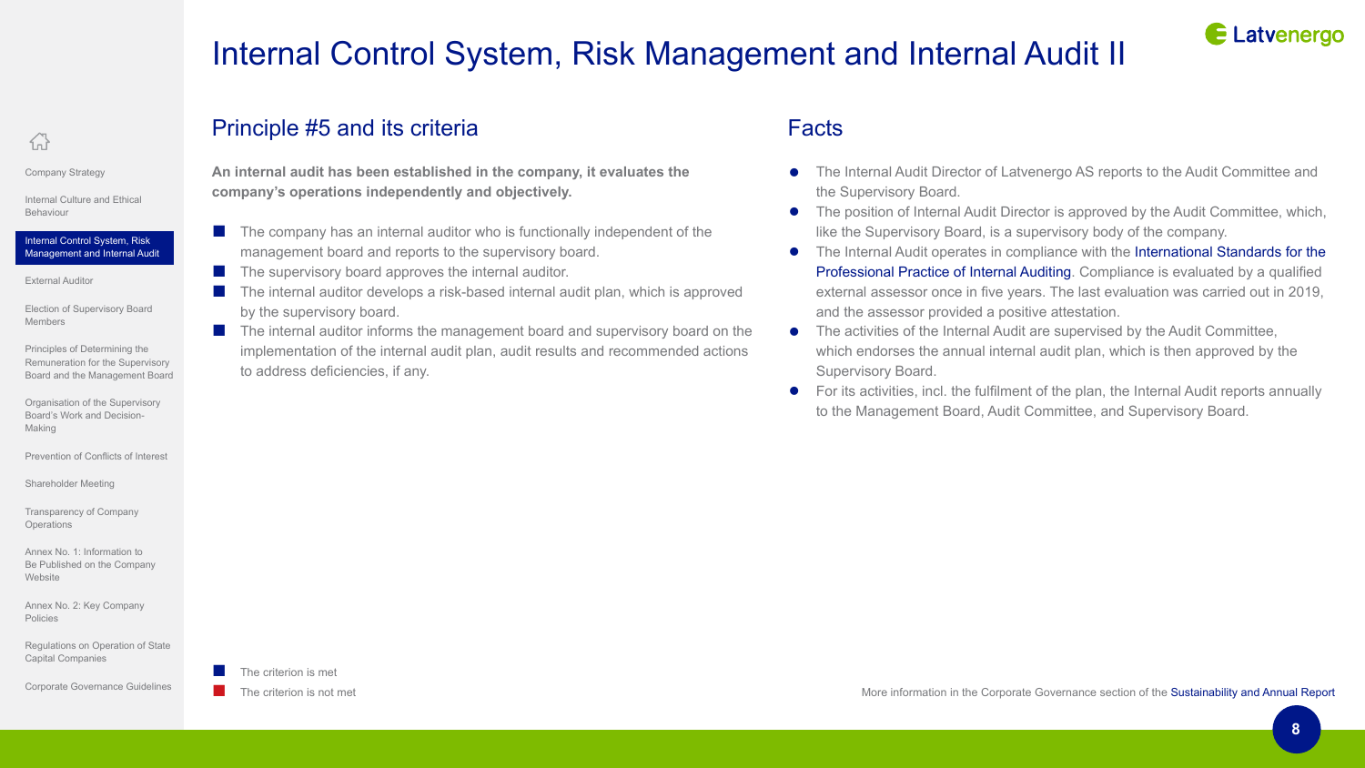# Internal Control System, Risk Management and Internal Audit II

## Principle #5 and its criteria

**An internal audit has been established in the company, it evaluates the company's operations independently and objectively.**

- The company has an internal auditor who is functionally independent of the management board and reports to the supervisory board.
- The supervisory board approves the internal auditor.
- The internal auditor develops a risk-based internal audit plan, which is approved by the supervisory board.
- The internal auditor informs the management board and supervisory board on the implementation of the internal audit plan, audit results and recommended actions to address deficiencies, if any.

The criterion is met

The criterion is not met

## Facts

- The Internal Audit Director of Latvenergo AS reports to the Audit Committee and the Supervisory Board.
- The position of Internal Audit Director is approved by the Audit Committee, which, like the Supervisory Board, is a supervisory body of the company.
- The Internal Audit operates in compliance with the International Standards for the Professional Practice of Internal Auditing. Compliance is evaluated by a qualified external assessor once in five years. The last evaluation was carried out in 2019, and the assessor provided a positive attestation.
- The activities of the Internal Audit are supervised by the Audit Committee, which endorses the annual internal audit plan, which is then approved by the Supervisory Board.
- For its activities, incl. the fulfilment of the plan, the Internal Audit reports annually to the Management Board, Audit Committee, and Supervisory Board.

More information in the Corporate Governance section of the Sustainability and Annual Report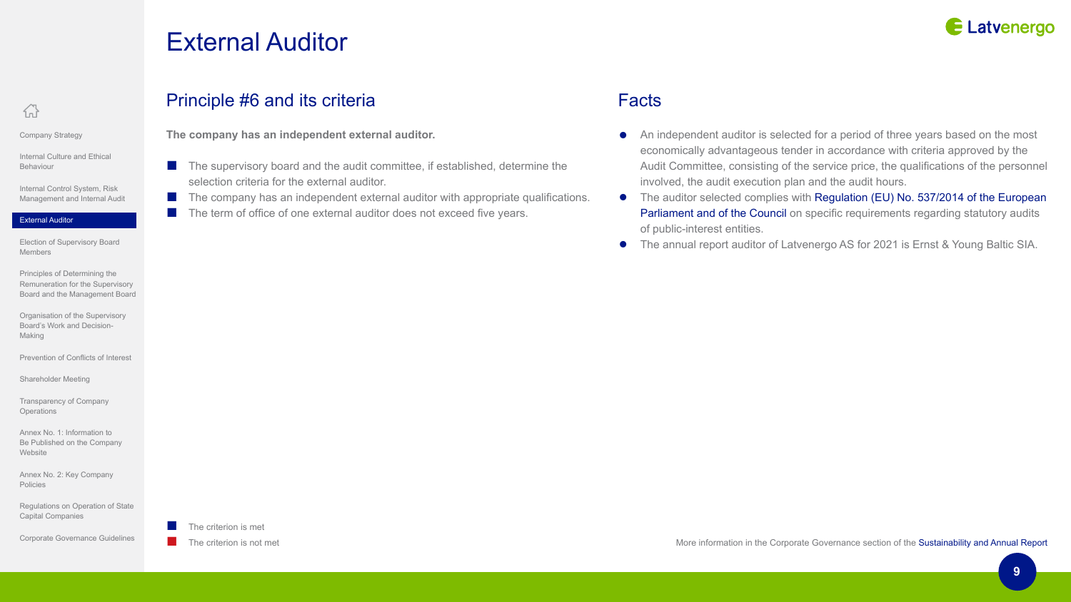# External Auditor

## Principle #6 and its criteria

**The company has an independent external auditor.**

- The supervisory board and the audit committee, if established, determine the selection criteria for the external auditor.
- The company has an independent external auditor with appropriate qualifications.
- The term of office of one external auditor does not exceed five years.

## Facts

- An independent auditor is selected for a period of three years based on the most economically advantageous tender in accordance with criteria approved by the Audit Committee, consisting of the service price, the qualifications of the personnel involved, the audit execution plan and the audit hours.
- The auditor selected complies with Regulation (EU) No. 537/2014 of the European Parliament and of the Council on specific requirements regarding statutory audits of public-interest entities.
- The annual report auditor of Latvenergo AS for 2021 is Ernst & Young Baltic SIA.

The criterion is met

The criterion is not met

More information in the Corporate Governance section of the Sustainability and Annual Report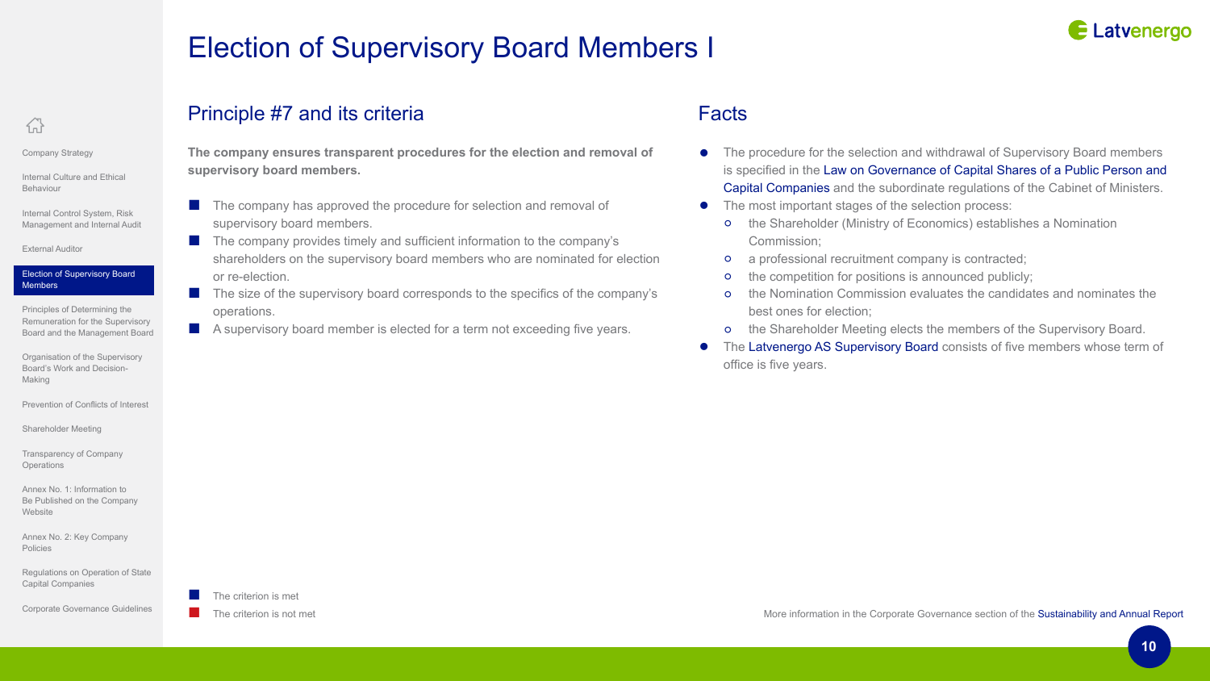# Election of Supervisory Board Members I

## Principle #7 and its criteria

**The company ensures transparent procedures for the election and removal of supervisory board members.**

- The company has approved the procedure for selection and removal of supervisory board members.
- The company provides timely and sufficient information to the company's shareholders on the supervisory board members who are nominated for election or re-election.
- The size of the supervisory board corresponds to the specifics of the company's operations.
- A supervisory board member is elected for a term not exceeding five years.

## Facts

- The procedure for the selection and withdrawal of Supervisory Board members is specified in the Law on Governance of Capital Shares of a Public Person and Capital Companies and the subordinate regulations of the Cabinet of Ministers.
- The most important stages of the selection process:
  - the Shareholder (Ministry of Economics) establishes a Nomination Commission;
  - a professional recruitment company is contracted;
  - the competition for positions is announced publicly;
  - the Nomination Commission evaluates the candidates and nominates the best ones for election;
  - the Shareholder Meeting elects the members of the Supervisory Board.
- The Latvenergo AS Supervisory Board consists of five members whose term of office is five years.

The criterion is met

The criterion is not met

More information in the Corporate Governance section of the Sustainability and Annual Report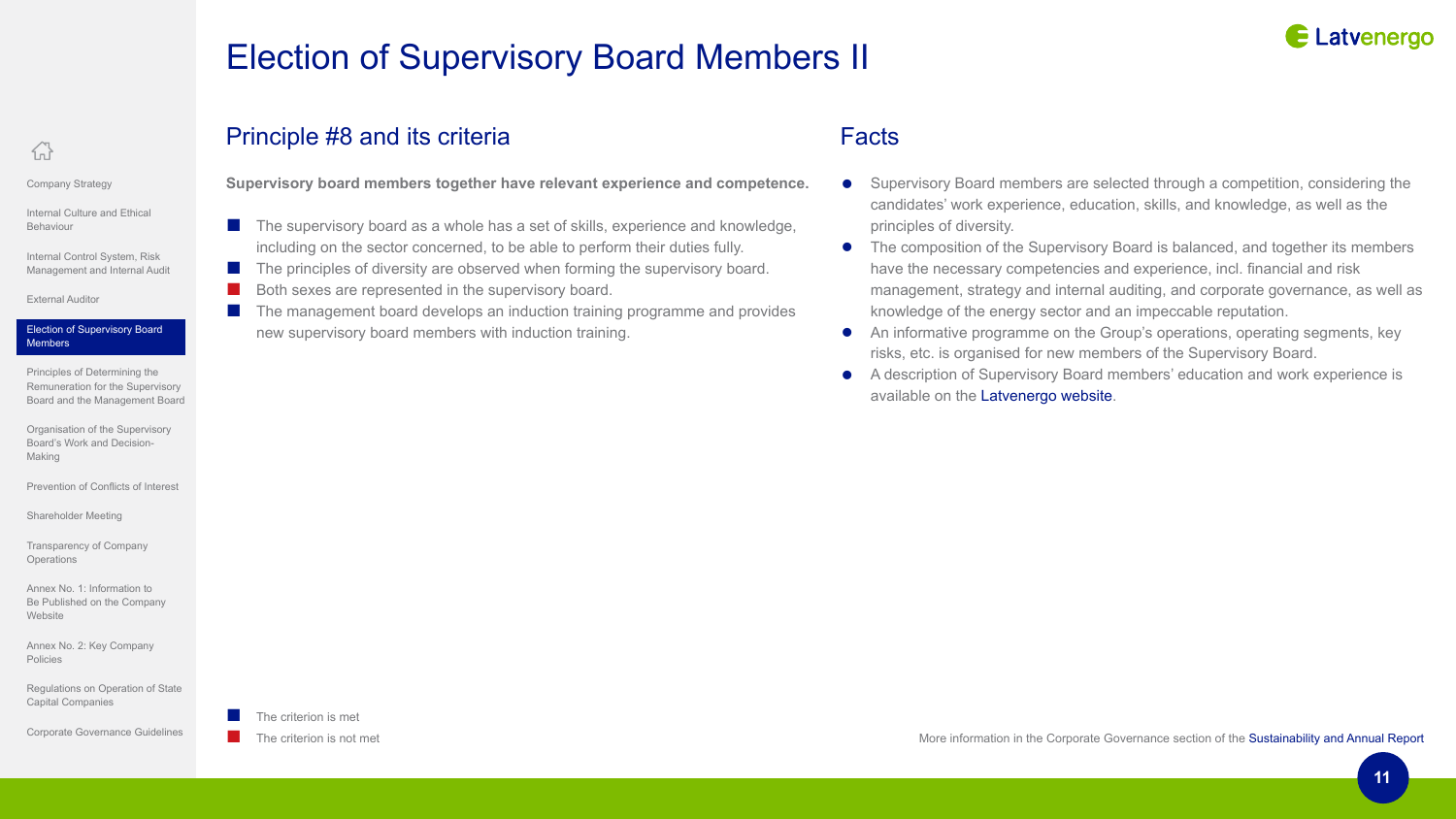# Election of Supervisory Board Members II

## Principle #8 and its criteria

**Supervisory board members together have relevant experience and competence.**

- ■ The supervisory board as a whole has a set of skills, experience and knowledge, including on the sector concerned, to be able to perform their duties fully.
- ■ The principles of diversity are observed when forming the supervisory board.
- ■ Both sexes are represented in the supervisory board. *(criterion not met)*
- ■ The management board develops an induction training programme and provides new supervisory board members with induction training.

■ The criterion is met

■ The criterion is not met

## Facts

- Supervisory Board members are selected through a competition, considering the candidates' work experience, education, skills, and knowledge, as well as the principles of diversity.
- The composition of the Supervisory Board is balanced, and together its members have the necessary competencies and experience, incl. financial and risk management, strategy and internal auditing, and corporate governance, as well as knowledge of the energy sector and an impeccable reputation.
- An informative programme on the Group's operations, operating segments, key risks, etc. is organised for new members of the Supervisory Board.
- A description of Supervisory Board members' education and work experience is available on the Latvenergo website.

More information in the Corporate Governance section of the Sustainability and Annual Report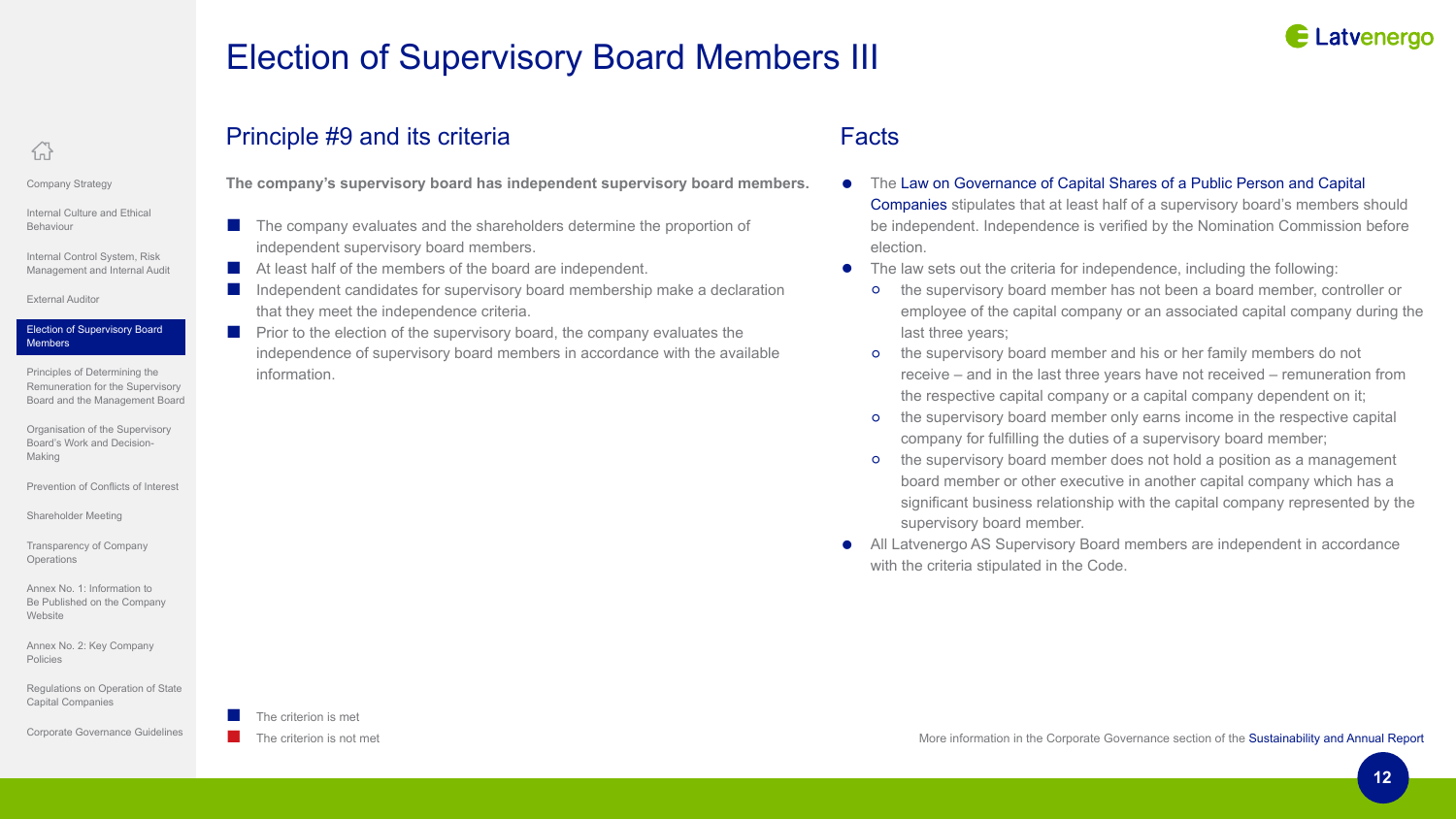# Election of Supervisory Board Members III

## Principle #9 and its criteria

**The company's supervisory board has independent supervisory board members.**

- The company evaluates and the shareholders determine the proportion of independent supervisory board members.
- At least half of the members of the board are independent.
- Independent candidates for supervisory board membership make a declaration that they meet the independence criteria.
- Prior to the election of the supervisory board, the company evaluates the independence of supervisory board members in accordance with the available information.

## Facts

- The Law on Governance of Capital Shares of a Public Person and Capital Companies stipulates that at least half of a supervisory board's members should be independent. Independence is verified by the Nomination Commission before election.
- The law sets out the criteria for independence, including the following:
  - the supervisory board member has not been a board member, controller or employee of the capital company or an associated capital company during the last three years;
  - the supervisory board member and his or her family members do not receive – and in the last three years have not received – remuneration from the respective capital company or a capital company dependent on it;
  - the supervisory board member only earns income in the respective capital company for fulfilling the duties of a supervisory board member;
  - the supervisory board member does not hold a position as a management board member or other executive in another capital company which has a significant business relationship with the capital company represented by the supervisory board member.
- All Latvenergo AS Supervisory Board members are independent in accordance with the criteria stipulated in the Code.

The criterion is met

The criterion is not met

More information in the Corporate Governance section of the Sustainability and Annual Report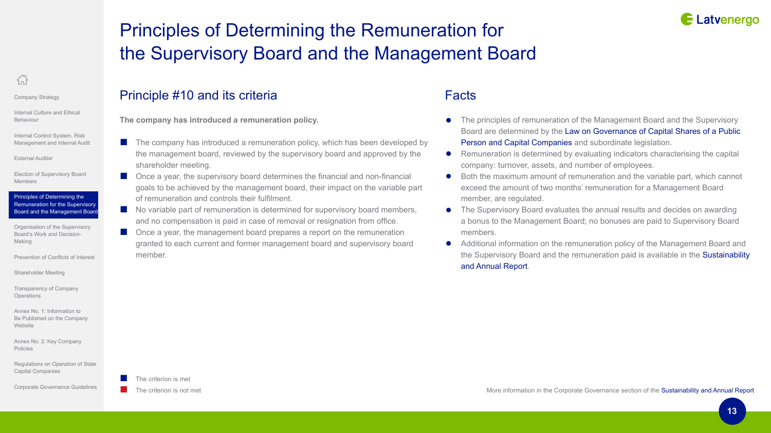# Principles of Determining the Remuneration for the Supervisory Board and the Management Board

## Principle #10 and its criteria

**The company has introduced a remuneration policy.**

- The company has introduced a remuneration policy, which has been developed by the management board, reviewed by the supervisory board and approved by the shareholder meeting.
- Once a year, the supervisory board determines the financial and non-financial goals to be achieved by the management board, their impact on the variable part of remuneration and controls their fulfilment.
- No variable part of remuneration is determined for supervisory board members, and no compensation is paid in case of removal or resignation from office.
- Once a year, the management board prepares a report on the remuneration granted to each current and former management board and supervisory board member.

## Facts

- The principles of remuneration of the Management Board and the Supervisory Board are determined by the Law on Governance of Capital Shares of a Public Person and Capital Companies and subordinate legislation.
- Remuneration is determined by evaluating indicators characterising the capital company: turnover, assets, and number of employees.
- Both the maximum amount of remuneration and the variable part, which cannot exceed the amount of two months' remuneration for a Management Board member, are regulated.
- The Supervisory Board evaluates the annual results and decides on awarding a bonus to the Management Board; no bonuses are paid to Supervisory Board members.
- Additional information on the remuneration policy of the Management Board and the Supervisory Board and the remuneration paid is available in the Sustainability and Annual Report.

The criterion is met

The criterion is not met

More information in the Corporate Governance section of the Sustainability and Annual Report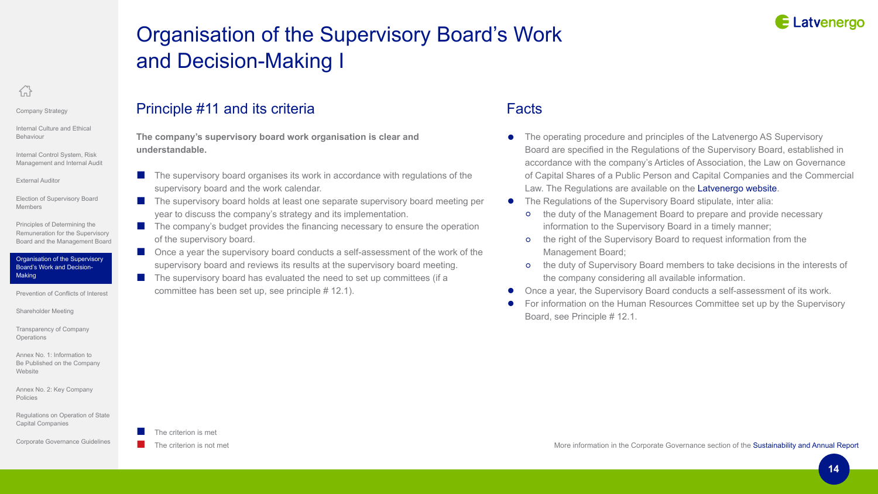# Organisation of the Supervisory Board's Work and Decision-Making I

## Principle #11 and its criteria

**The company's supervisory board work organisation is clear and understandable.**

- The supervisory board organises its work in accordance with regulations of the supervisory board and the work calendar.
- The supervisory board holds at least one separate supervisory board meeting per year to discuss the company's strategy and its implementation.
- The company's budget provides the financing necessary to ensure the operation of the supervisory board.
- Once a year the supervisory board conducts a self-assessment of the work of the supervisory board and reviews its results at the supervisory board meeting.
- The supervisory board has evaluated the need to set up committees (if a committee has been set up, see principle # 12.1).

## Facts

- The operating procedure and principles of the Latvenergo AS Supervisory Board are specified in the Regulations of the Supervisory Board, established in accordance with the company's Articles of Association, the Law on Governance of Capital Shares of a Public Person and Capital Companies and the Commercial Law. The Regulations are available on the Latvenergo website.
- The Regulations of the Supervisory Board stipulate, inter alia:
  - the duty of the Management Board to prepare and provide necessary information to the Supervisory Board in a timely manner;
  - the right of the Supervisory Board to request information from the Management Board;
  - the duty of Supervisory Board members to take decisions in the interests of the company considering all available information.
- Once a year, the Supervisory Board conducts a self-assessment of its work.
- For information on the Human Resources Committee set up by the Supervisory Board, see Principle # 12.1.

The criterion is met

The criterion is not met

More information in the Corporate Governance section of the Sustainability and Annual Report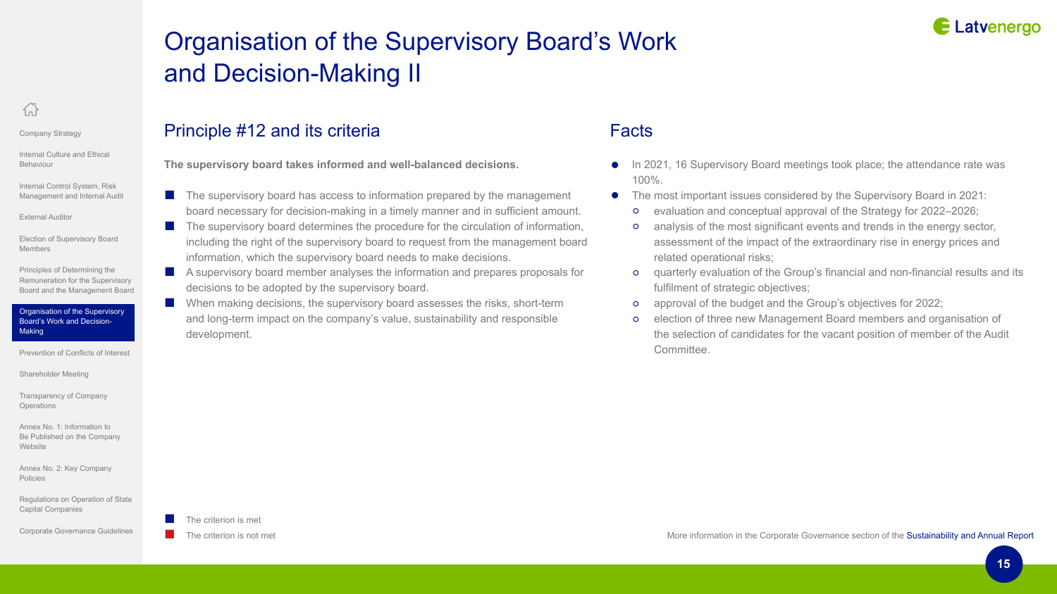# Organisation of the Supervisory Board's Work and Decision-Making II

## Principle #12 and its criteria

**The supervisory board takes informed and well-balanced decisions.**

- The supervisory board has access to information prepared by the management board necessary for decision-making in a timely manner and in sufficient amount.
- The supervisory board determines the procedure for the circulation of information, including the right of the supervisory board to request from the management board information, which the supervisory board needs to make decisions.
- A supervisory board member analyses the information and prepares proposals for decisions to be adopted by the supervisory board.
- When making decisions, the supervisory board assesses the risks, short-term and long-term impact on the company's value, sustainability and responsible development.

## Facts

- In 2021, 16 Supervisory Board meetings took place; the attendance rate was 100%.
- The most important issues considered by the Supervisory Board in 2021:
  - evaluation and conceptual approval of the Strategy for 2022–2026;
  - analysis of the most significant events and trends in the energy sector, assessment of the impact of the extraordinary rise in energy prices and related operational risks;
  - quarterly evaluation of the Group's financial and non-financial results and its fulfilment of strategic objectives;
  - approval of the budget and the Group's objectives for 2022;
  - election of three new Management Board members and organisation of the selection of candidates for the vacant position of member of the Audit Committee.

The criterion is met

The criterion is not met

More information in the Corporate Governance section of the Sustainability and Annual Report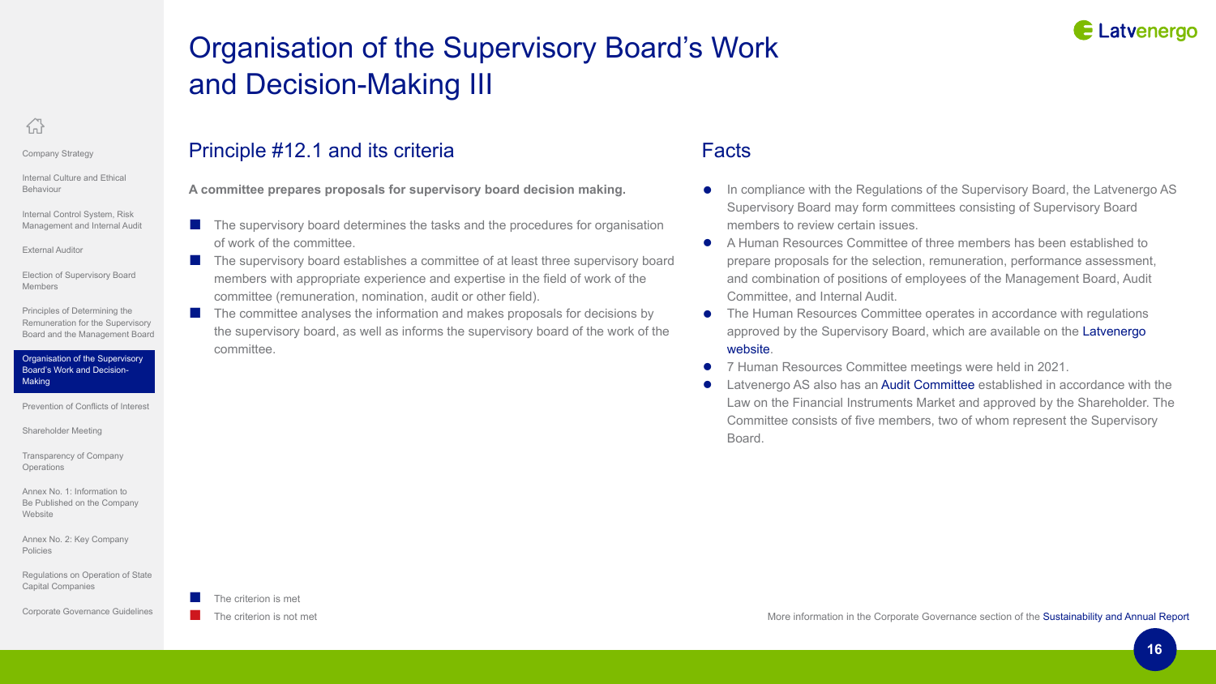# Organisation of the Supervisory Board's Work and Decision-Making III

## Principle #12.1 and its criteria

**A committee prepares proposals for supervisory board decision making.**

- The supervisory board determines the tasks and the procedures for organisation of work of the committee.
- The supervisory board establishes a committee of at least three supervisory board members with appropriate experience and expertise in the field of work of the committee (remuneration, nomination, audit or other field).
- The committee analyses the information and makes proposals for decisions by the supervisory board, as well as informs the supervisory board of the work of the committee.

## Facts

- In compliance with the Regulations of the Supervisory Board, the Latvenergo AS Supervisory Board may form committees consisting of Supervisory Board members to review certain issues.
- A Human Resources Committee of three members has been established to prepare proposals for the selection, remuneration, performance assessment, and combination of positions of employees of the Management Board, Audit Committee, and Internal Audit.
- The Human Resources Committee operates in accordance with regulations approved by the Supervisory Board, which are available on the Latvenergo website.
- 7 Human Resources Committee meetings were held in 2021.
- Latvenergo AS also has an Audit Committee established in accordance with the Law on the Financial Instruments Market and approved by the Shareholder. The Committee consists of five members, two of whom represent the Supervisory Board.

The criterion is met

The criterion is not met

More information in the Corporate Governance section of the Sustainability and Annual Report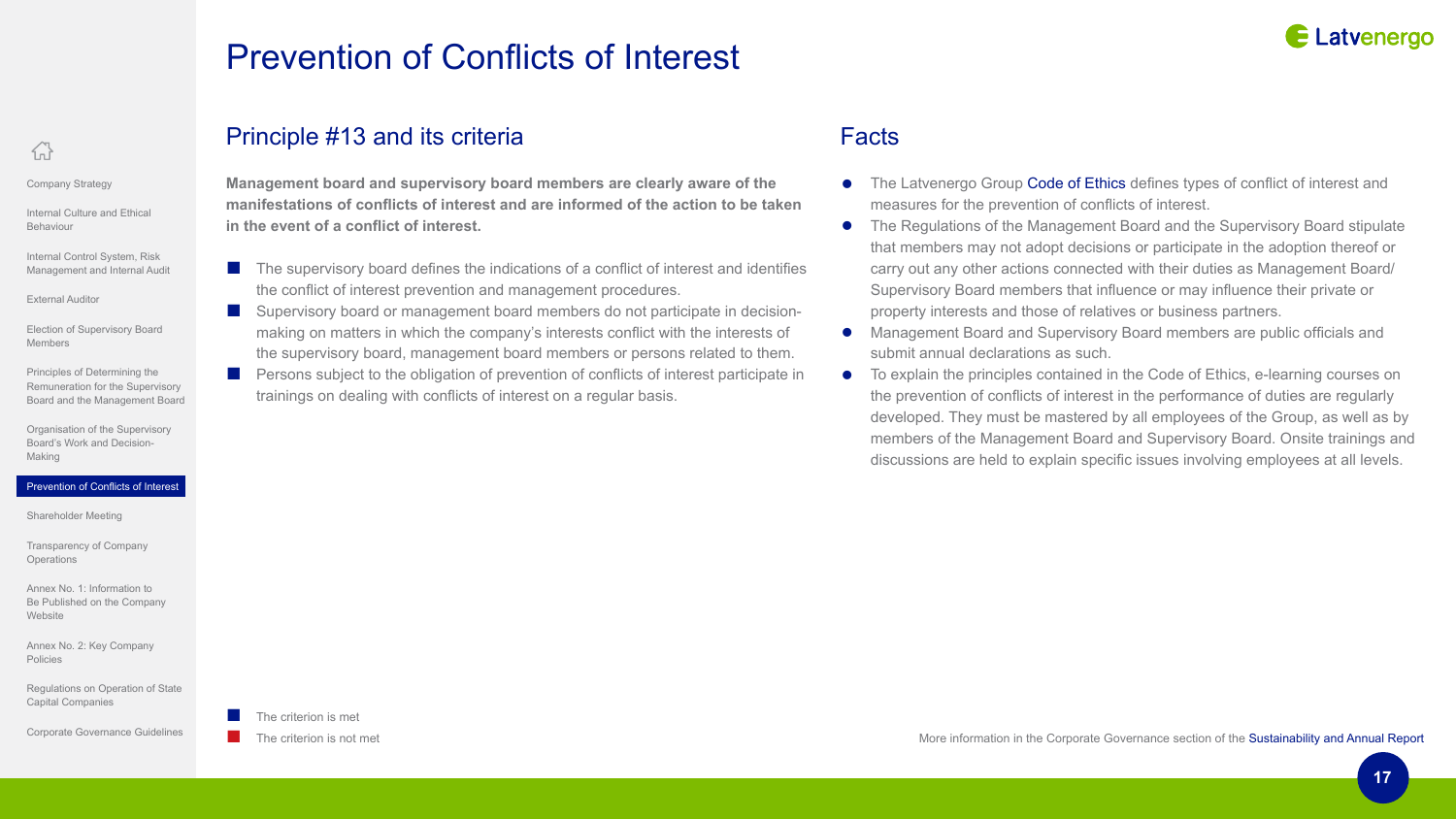# Prevention of Conflicts of Interest

## Principle #13 and its criteria

**Management board and supervisory board members are clearly aware of the manifestations of conflicts of interest and are informed of the action to be taken in the event of a conflict of interest.**

- The supervisory board defines the indications of a conflict of interest and identifies the conflict of interest prevention and management procedures.
- Supervisory board or management board members do not participate in decision-making on matters in which the company's interests conflict with the interests of the supervisory board, management board members or persons related to them.
- Persons subject to the obligation of prevention of conflicts of interest participate in trainings on dealing with conflicts of interest on a regular basis.

## Facts

- The Latvenergo Group Code of Ethics defines types of conflict of interest and measures for the prevention of conflicts of interest.
- The Regulations of the Management Board and the Supervisory Board stipulate that members may not adopt decisions or participate in the adoption thereof or carry out any other actions connected with their duties as Management Board/ Supervisory Board members that influence or may influence their private or property interests and those of relatives or business partners.
- Management Board and Supervisory Board members are public officials and submit annual declarations as such.
- To explain the principles contained in the Code of Ethics, e-learning courses on the prevention of conflicts of interest in the performance of duties are regularly developed. They must be mastered by all employees of the Group, as well as by members of the Management Board and Supervisory Board. Onsite trainings and discussions are held to explain specific issues involving employees at all levels.

The criterion is met

The criterion is not met

More information in the Corporate Governance section of the Sustainability and Annual Report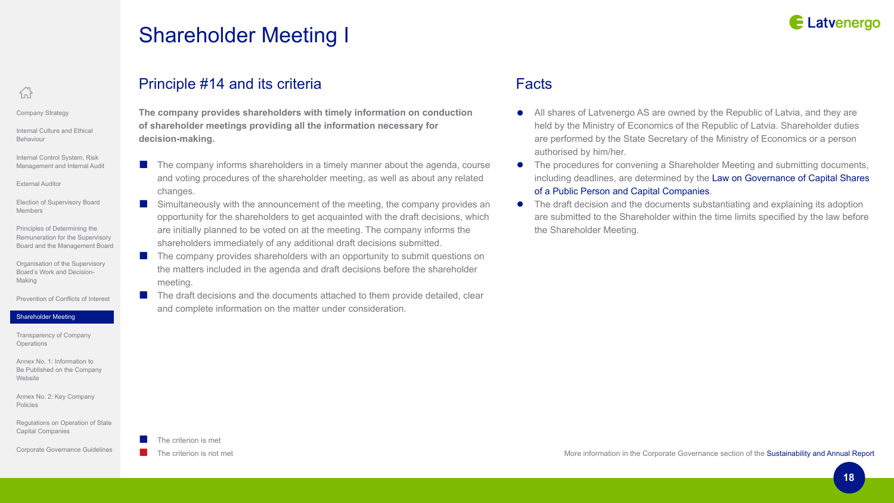# Shareholder Meeting I

## Principle #14 and its criteria

**The company provides shareholders with timely information on conduction of shareholder meetings providing all the information necessary for decision-making.**

- The company informs shareholders in a timely manner about the agenda, course and voting procedures of the shareholder meeting, as well as about any related changes.
- Simultaneously with the announcement of the meeting, the company provides an opportunity for the shareholders to get acquainted with the draft decisions, which are initially planned to be voted on at the meeting. The company informs the shareholders immediately of any additional draft decisions submitted.
- The company provides shareholders with an opportunity to submit questions on the matters included in the agenda and draft decisions before the shareholder meeting.
- The draft decisions and the documents attached to them provide detailed, clear and complete information on the matter under consideration.

## Facts

- All shares of Latvenergo AS are owned by the Republic of Latvia, and they are held by the Ministry of Economics of the Republic of Latvia. Shareholder duties are performed by the State Secretary of the Ministry of Economics or a person authorised by him/her.
- The procedures for convening a Shareholder Meeting and submitting documents, including deadlines, are determined by the Law on Governance of Capital Shares of a Public Person and Capital Companies.
- The draft decision and the documents substantiating and explaining its adoption are submitted to the Shareholder within the time limits specified by the law before the Shareholder Meeting.

The criterion is met

The criterion is not met

More information in the Corporate Governance section of the Sustainability and Annual Report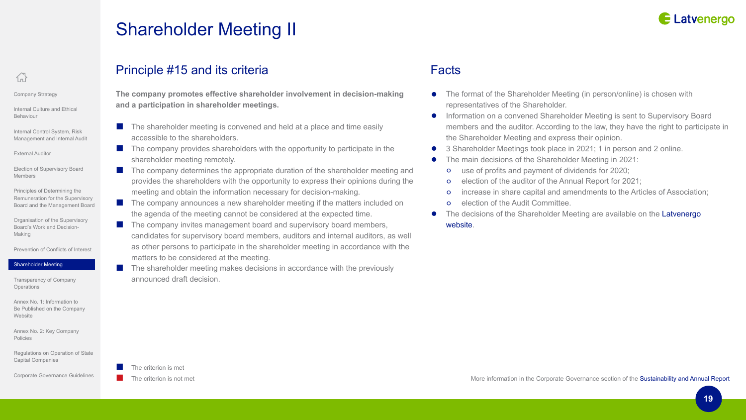# Shareholder Meeting II

## Principle #15 and its criteria

**The company promotes effective shareholder involvement in decision-making and a participation in shareholder meetings.**

- The shareholder meeting is convened and held at a place and time easily accessible to the shareholders.
- The company provides shareholders with the opportunity to participate in the shareholder meeting remotely.
- The company determines the appropriate duration of the shareholder meeting and provides the shareholders with the opportunity to express their opinions during the meeting and obtain the information necessary for decision-making.
- The company announces a new shareholder meeting if the matters included on the agenda of the meeting cannot be considered at the expected time.
- The company invites management board and supervisory board members, candidates for supervisory board members, auditors and internal auditors, as well as other persons to participate in the shareholder meeting in accordance with the matters to be considered at the meeting.
- The shareholder meeting makes decisions in accordance with the previously announced draft decision.

The criterion is met

The criterion is not met

## Facts

- The format of the Shareholder Meeting (in person/online) is chosen with representatives of the Shareholder.
- Information on a convened Shareholder Meeting is sent to Supervisory Board members and the auditor. According to the law, they have the right to participate in the Shareholder Meeting and express their opinion.
- 3 Shareholder Meetings took place in 2021; 1 in person and 2 online.
- The main decisions of the Shareholder Meeting in 2021:
  - use of profits and payment of dividends for 2020;
  - election of the auditor of the Annual Report for 2021;
  - increase in share capital and amendments to the Articles of Association;
  - election of the Audit Committee.
- The decisions of the Shareholder Meeting are available on the Latvenergo website.

More information in the Corporate Governance section of the Sustainability and Annual Report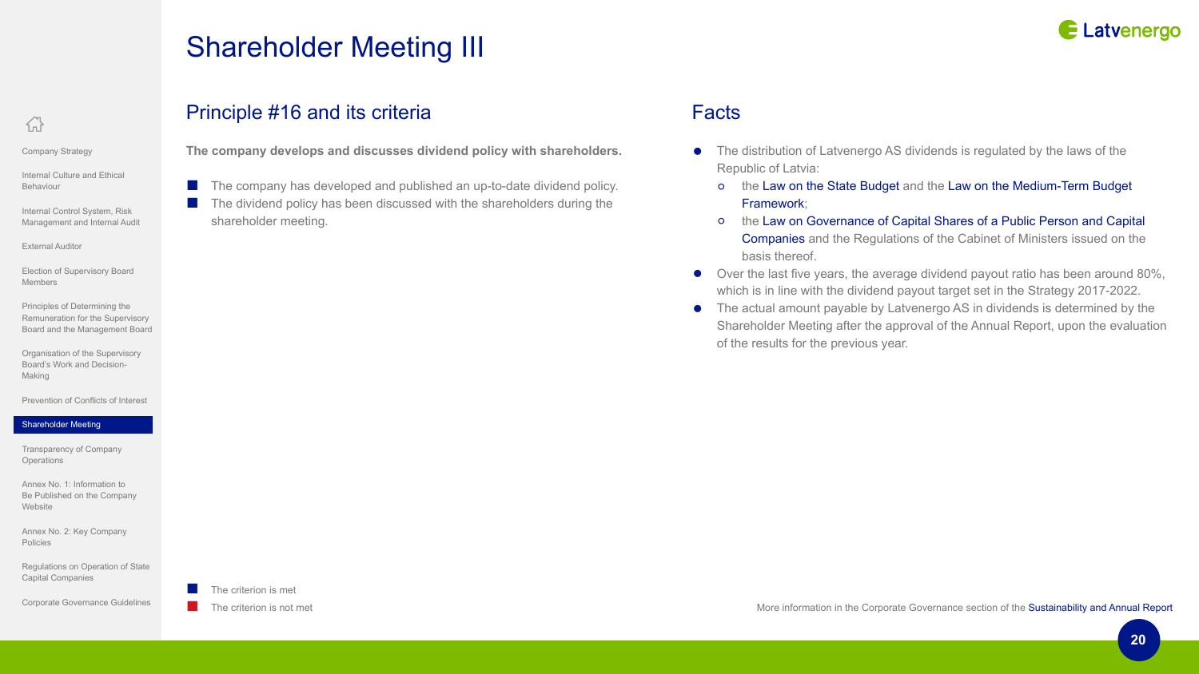# Shareholder Meeting III

## Principle #16 and its criteria

**The company develops and discusses dividend policy with shareholders.**

- The company has developed and published an up-to-date dividend policy.
- The dividend policy has been discussed with the shareholders during the shareholder meeting.

## Facts

- The distribution of Latvenergo AS dividends is regulated by the laws of the Republic of Latvia:
  - the Law on the State Budget and the Law on the Medium-Term Budget Framework;
  - the Law on Governance of Capital Shares of a Public Person and Capital Companies and the Regulations of the Cabinet of Ministers issued on the basis thereof.
- Over the last five years, the average dividend payout ratio has been around 80%, which is in line with the dividend payout target set in the Strategy 2017-2022.
- The actual amount payable by Latvenergo AS in dividends is determined by the Shareholder Meeting after the approval of the Annual Report, upon the evaluation of the results for the previous year.

The criterion is met

The criterion is not met

More information in the Corporate Governance section of the Sustainability and Annual Report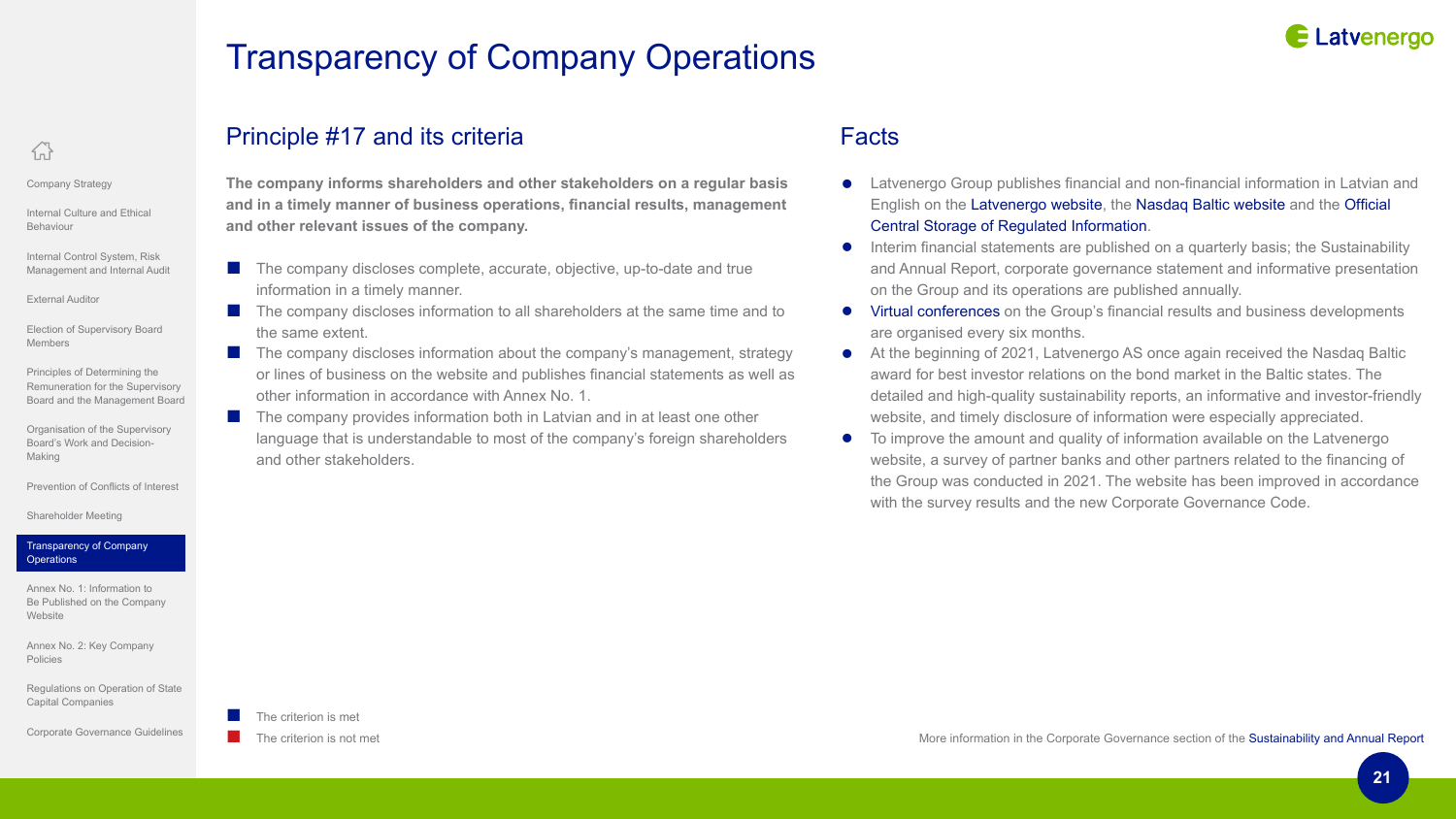# Transparency of Company Operations

## Principle #17 and its criteria

**The company informs shareholders and other stakeholders on a regular basis and in a timely manner of business operations, financial results, management and other relevant issues of the company.**

- The company discloses complete, accurate, objective, up-to-date and true information in a timely manner.
- The company discloses information to all shareholders at the same time and to the same extent.
- The company discloses information about the company's management, strategy or lines of business on the website and publishes financial statements as well as other information in accordance with Annex No. 1.
- The company provides information both in Latvian and in at least one other language that is understandable to most of the company's foreign shareholders and other stakeholders.

## Facts

- Latvenergo Group publishes financial and non-financial information in Latvian and English on the Latvenergo website, the Nasdaq Baltic website and the Official Central Storage of Regulated Information.
- Interim financial statements are published on a quarterly basis; the Sustainability and Annual Report, corporate governance statement and informative presentation on the Group and its operations are published annually.
- Virtual conferences on the Group's financial results and business developments are organised every six months.
- At the beginning of 2021, Latvenergo AS once again received the Nasdaq Baltic award for best investor relations on the bond market in the Baltic states. The detailed and high-quality sustainability reports, an informative and investor-friendly website, and timely disclosure of information were especially appreciated.
- To improve the amount and quality of information available on the Latvenergo website, a survey of partner banks and other partners related to the financing of the Group was conducted in 2021. The website has been improved in accordance with the survey results and the new Corporate Governance Code.

The criterion is met

The criterion is not met

More information in the Corporate Governance section of the Sustainability and Annual Report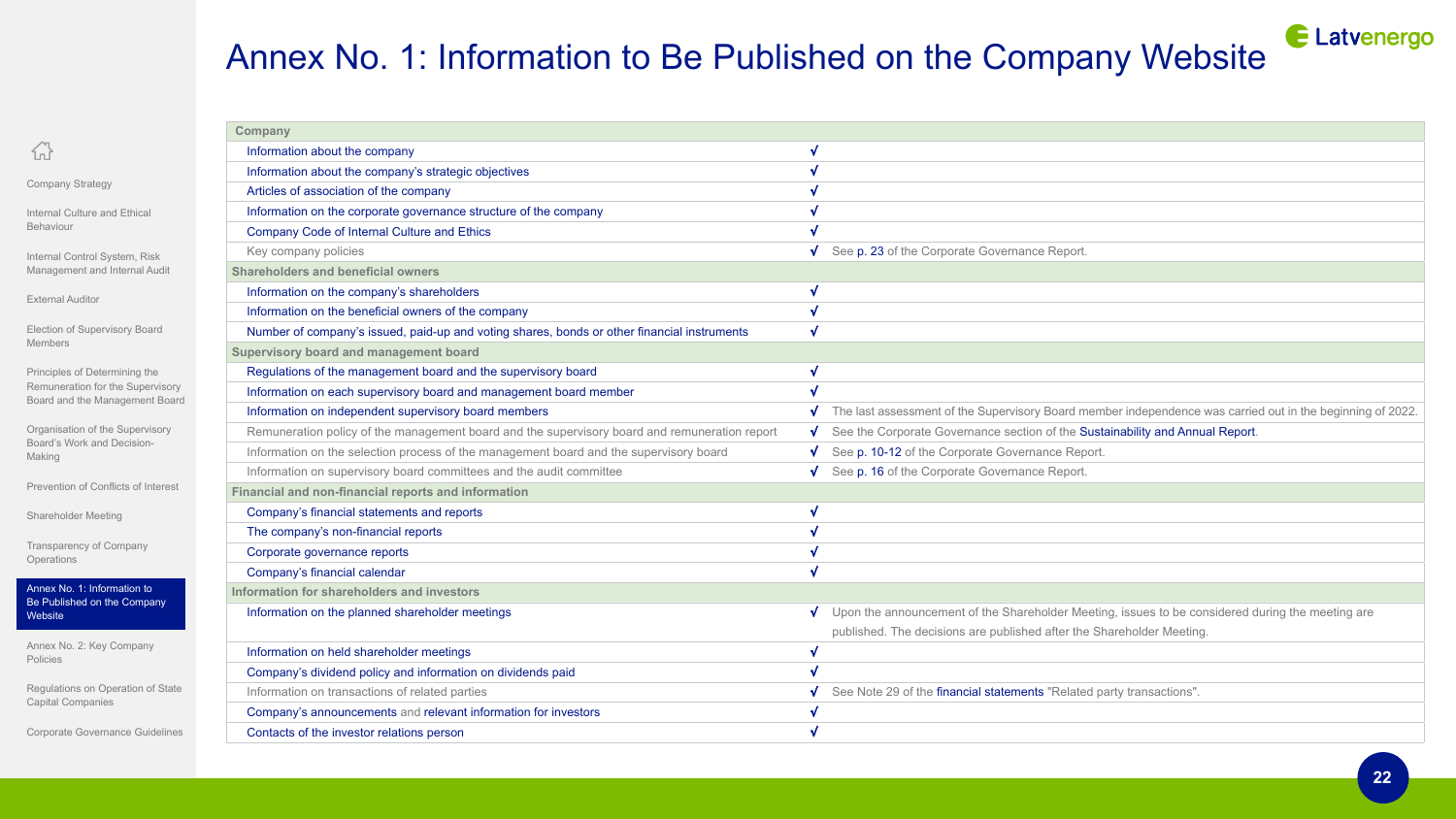# Annex No. 1: Information to Be Published on the Company Website

| | | |
|---|---|---|
| **Company** | | |
| Information about the company | √ | |
| Information about the company's strategic objectives | √ | |
| Articles of association of the company | √ | |
| Information on the corporate governance structure of the company | √ | |
| Company Code of Internal Culture and Ethics | √ | |
| Key company policies | √ | See p. 23 of the Corporate Governance Report. |
| **Shareholders and beneficial owners** | | |
| Information on the company's shareholders | √ | |
| Information on the beneficial owners of the company | √ | |
| Number of company's issued, paid-up and voting shares, bonds or other financial instruments | √ | |
| **Supervisory board and management board** | | |
| Regulations of the management board and the supervisory board | √ | |
| Information on each supervisory board and management board member | √ | |
| Information on independent supervisory board members | √ | The last assessment of the Supervisory Board member independence was carried out in the beginning of 2022. |
| Remuneration policy of the management board and the supervisory board and remuneration report | √ | See the Corporate Governance section of the Sustainability and Annual Report. |
| Information on the selection process of the management board and the supervisory board | √ | See p. 10-12 of the Corporate Governance Report. |
| Information on supervisory board committees and the audit committee | √ | See p. 16 of the Corporate Governance Report. |
| **Financial and non-financial reports and information** | | |
| Company's financial statements and reports | √ | |
| The company's non-financial reports | √ | |
| Corporate governance reports | √ | |
| Company's financial calendar | √ | |
| **Information for shareholders and investors** | | |
| Information on the planned shareholder meetings | √ | Upon the announcement of the Shareholder Meeting, issues to be considered during the meeting are published. The decisions are published after the Shareholder Meeting. |
| Information on held shareholder meetings | √ | |
| Company's dividend policy and information on dividends paid | √ | |
| Information on transactions of related parties | √ | See Note 29 of the financial statements "Related party transactions". |
| Company's announcements and relevant information for investors | √ | |
| Contacts of the investor relations person | √ | |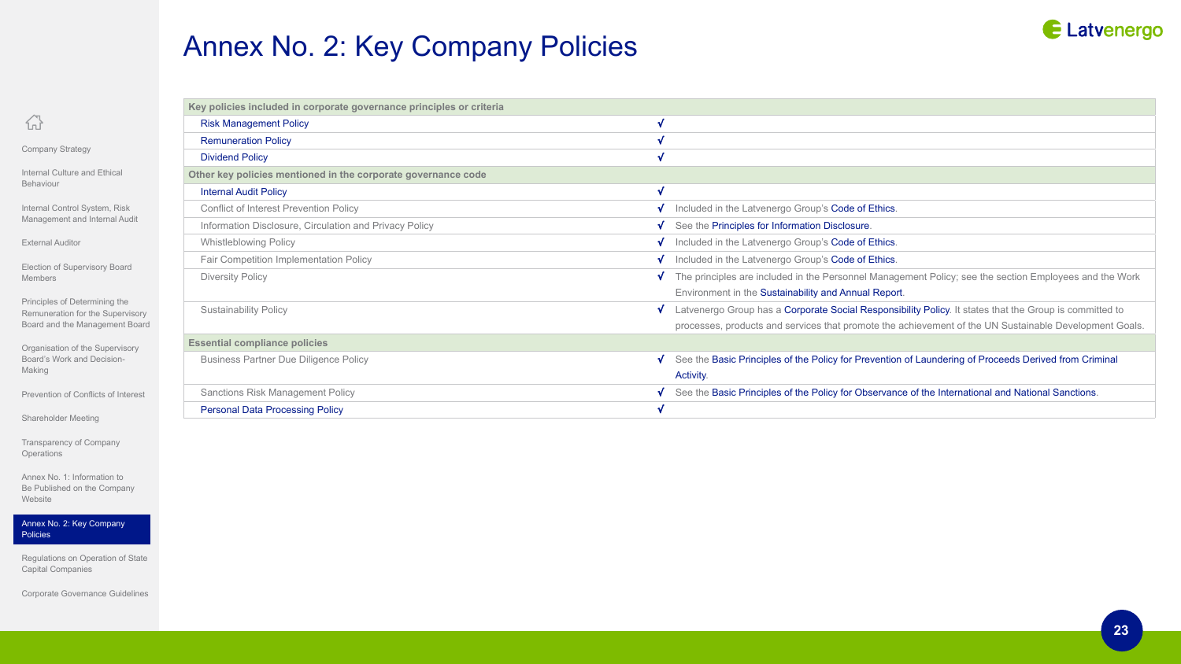# Annex No. 2: Key Company Policies

| | | |
|---|---|---|
| **Key policies included in corporate governance principles or criteria** | | |
| Risk Management Policy | √ | |
| Remuneration Policy | √ | |
| Dividend Policy | √ | |
| **Other key policies mentioned in the corporate governance code** | | |
| Internal Audit Policy | √ | |
| Conflict of Interest Prevention Policy | √ | Included in the Latvenergo Group's Code of Ethics. |
| Information Disclosure, Circulation and Privacy Policy | √ | See the Principles for Information Disclosure. |
| Whistleblowing Policy | √ | Included in the Latvenergo Group's Code of Ethics. |
| Fair Competition Implementation Policy | √ | Included in the Latvenergo Group's Code of Ethics. |
| Diversity Policy | √ | The principles are included in the Personnel Management Policy; see the section Employees and the Work Environment in the Sustainability and Annual Report. |
| Sustainability Policy | √ | Latvenergo Group has a Corporate Social Responsibility Policy. It states that the Group is committed to processes, products and services that promote the achievement of the UN Sustainable Development Goals. |
| **Essential compliance policies** | | |
| Business Partner Due Diligence Policy | √ | See the Basic Principles of the Policy for Prevention of Laundering of Proceeds Derived from Criminal Activity. |
| Sanctions Risk Management Policy | √ | See the Basic Principles of the Policy for Observance of the International and National Sanctions. |
| Personal Data Processing Policy | √ | |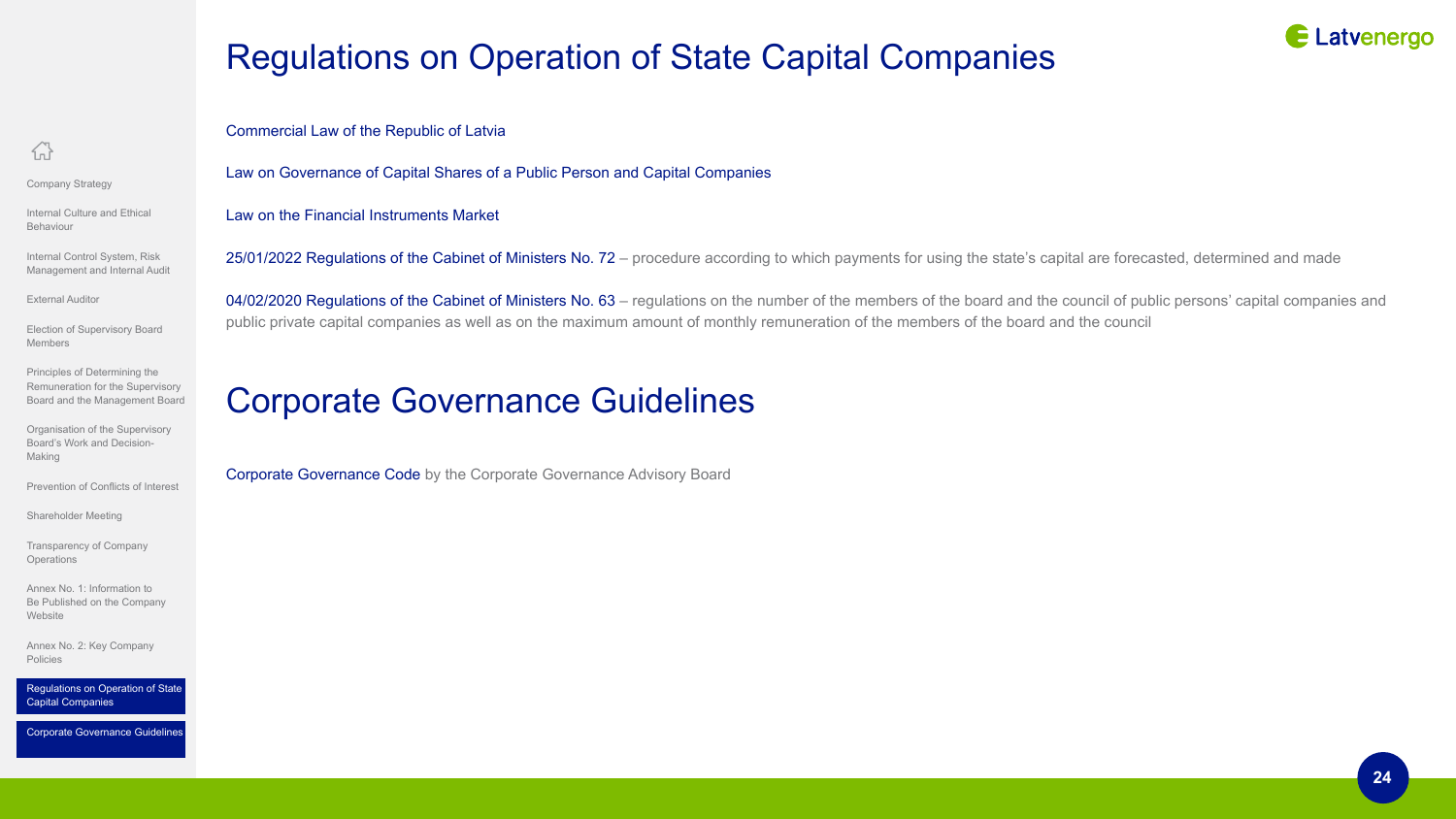# Regulations on Operation of State Capital Companies

Commercial Law of the Republic of Latvia

Law on Governance of Capital Shares of a Public Person and Capital Companies

Law on the Financial Instruments Market

25/01/2022 Regulations of the Cabinet of Ministers No. 72 – procedure according to which payments for using the state's capital are forecasted, determined and made

04/02/2020 Regulations of the Cabinet of Ministers No. 63 – regulations on the number of the members of the board and the council of public persons' capital companies and public private capital companies as well as on the maximum amount of monthly remuneration of the members of the board and the council

# Corporate Governance Guidelines

Corporate Governance Code by the Corporate Governance Advisory Board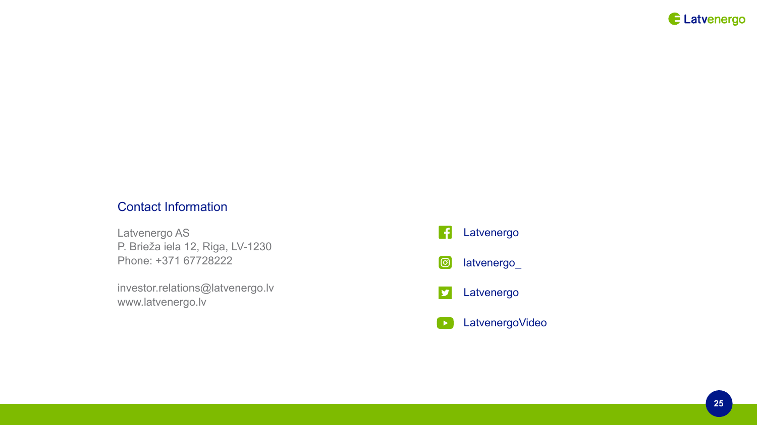## Contact Information

Latvenergo AS
P. Brieža iela 12, Riga, LV-1230
Phone: +371 67728222

investor.relations@latvenergo.lv
www.latvenergo.lv

- Facebook: Latvenergo
- Instagram: latvenergo_
- Twitter: Latvenergo
- YouTube: LatvenergoVideo